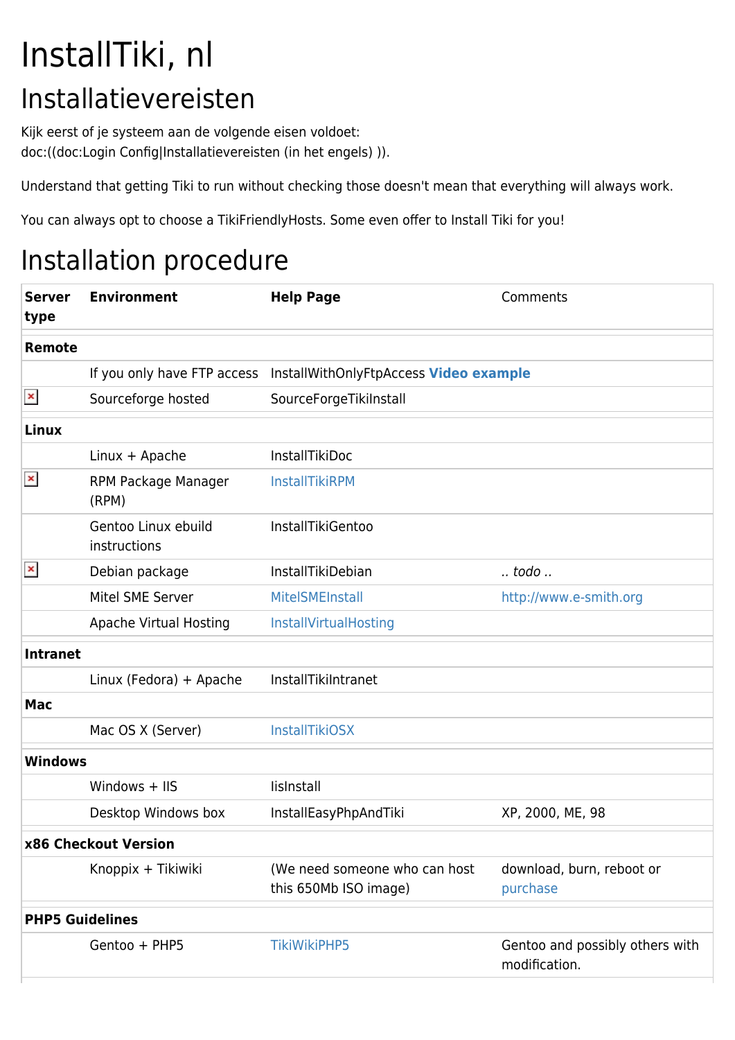# InstallTiki, nl

## Installatievereisten

Kijk eerst of je systeem aan de volgende eisen voldoet:
doc:((doc:Login Config|Installatievereisten (in het engels) )).

Understand that getting Tiki to run without checking those doesn't mean that everything will always work.

You can always opt to choose a TikiFriendlyHosts. Some even offer to Install Tiki for you!

## Installation procedure

| **Server type** | **Environment** | **Help Page** | Comments |
|---|---|---|---|
| **Remote** | | | |
| | If you only have FTP access | InstallWithOnlyFtpAccess **Video example** | |
| | Sourceforge hosted | SourceForgeTikiInstall | |
| **Linux** | | | |
| | Linux + Apache | InstallTikiDoc | |
| | RPM Package Manager (RPM) | InstallTikiRPM | |
| | Gentoo Linux ebuild instructions | InstallTikiGentoo | |
| | Debian package | InstallTikiDebian | *.. todo ..* |
| | Mitel SME Server | MitelSMEInstall | http://www.e-smith.org |
| | Apache Virtual Hosting | InstallVirtualHosting | |
| **Intranet** | | | |
| | Linux (Fedora) + Apache | InstallTikiIntranet | |
| **Mac** | | | |
| | Mac OS X (Server) | InstallTikiOSX | |
| **Windows** | | | |
| | Windows + IIS | IisInstall | |
| | Desktop Windows box | InstallEasyPhpAndTiki | XP, 2000, ME, 98 |
| **x86 Checkout Version** | | | |
| | Knoppix + Tikiwiki | (We need someone who can host this 650Mb ISO image) | download, burn, reboot or purchase |
| **PHP5 Guidelines** | | | |
| | Gentoo + PHP5 | TikiWikiPHP5 | Gentoo and possibly others with modification. |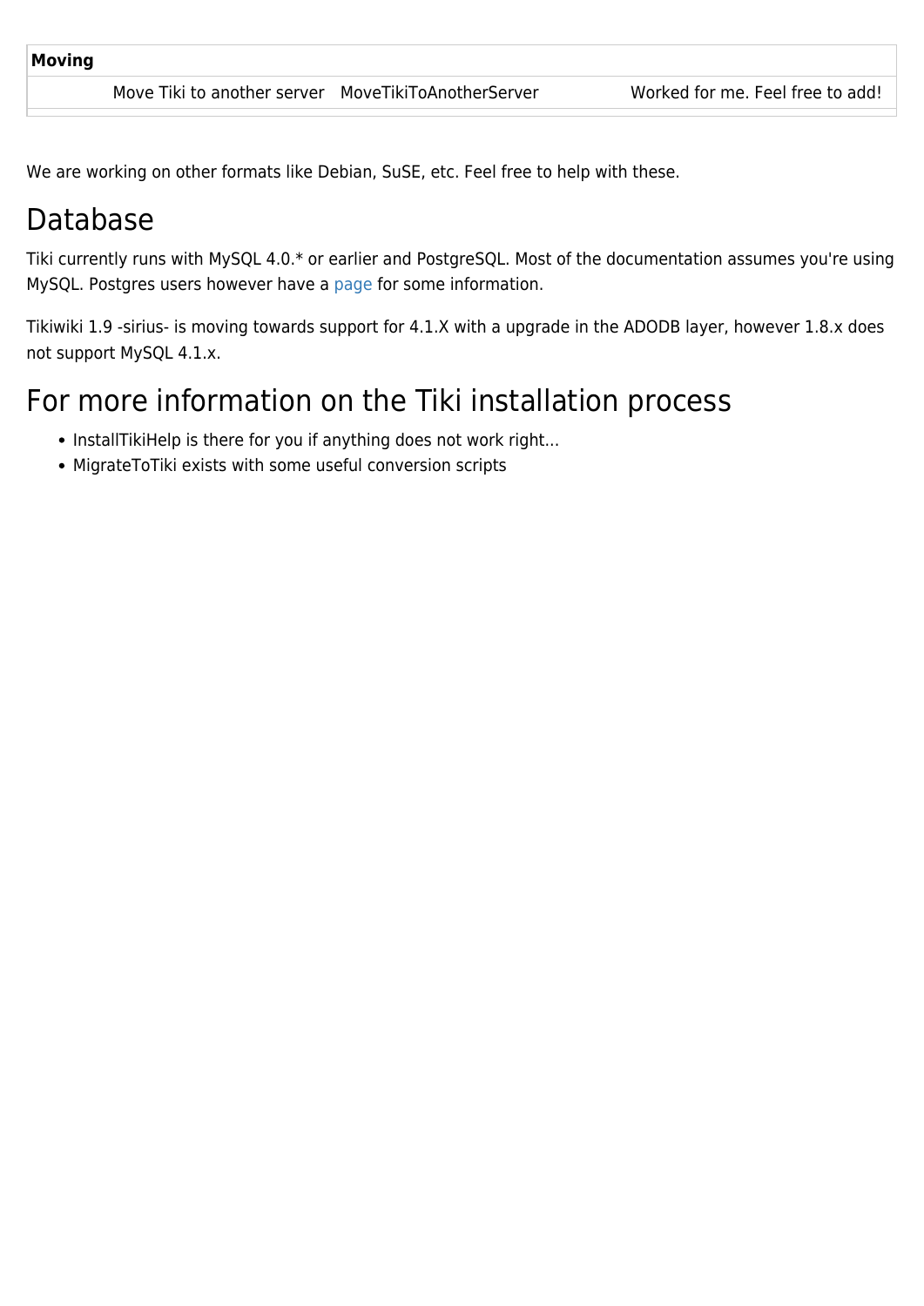| Moving | | | |
|---|---|---|---|
| | Move Tiki to another server | MoveTikiToAnotherServer | Worked for me. Feel free to add! |

We are working on other formats like Debian, SuSE, etc. Feel free to help with these.

## Database

Tiki currently runs with MySQL 4.0.* or earlier and PostgreSQL. Most of the documentation assumes you're using MySQL. Postgres users however have a page for some information.

Tikiwiki 1.9 -sirius- is moving towards support for 4.1.X with a upgrade in the ADODB layer, however 1.8.x does not support MySQL 4.1.x.

## For more information on the Tiki installation process

- InstallTikiHelp is there for you if anything does not work right...
- MigrateToTiki exists with some useful conversion scripts